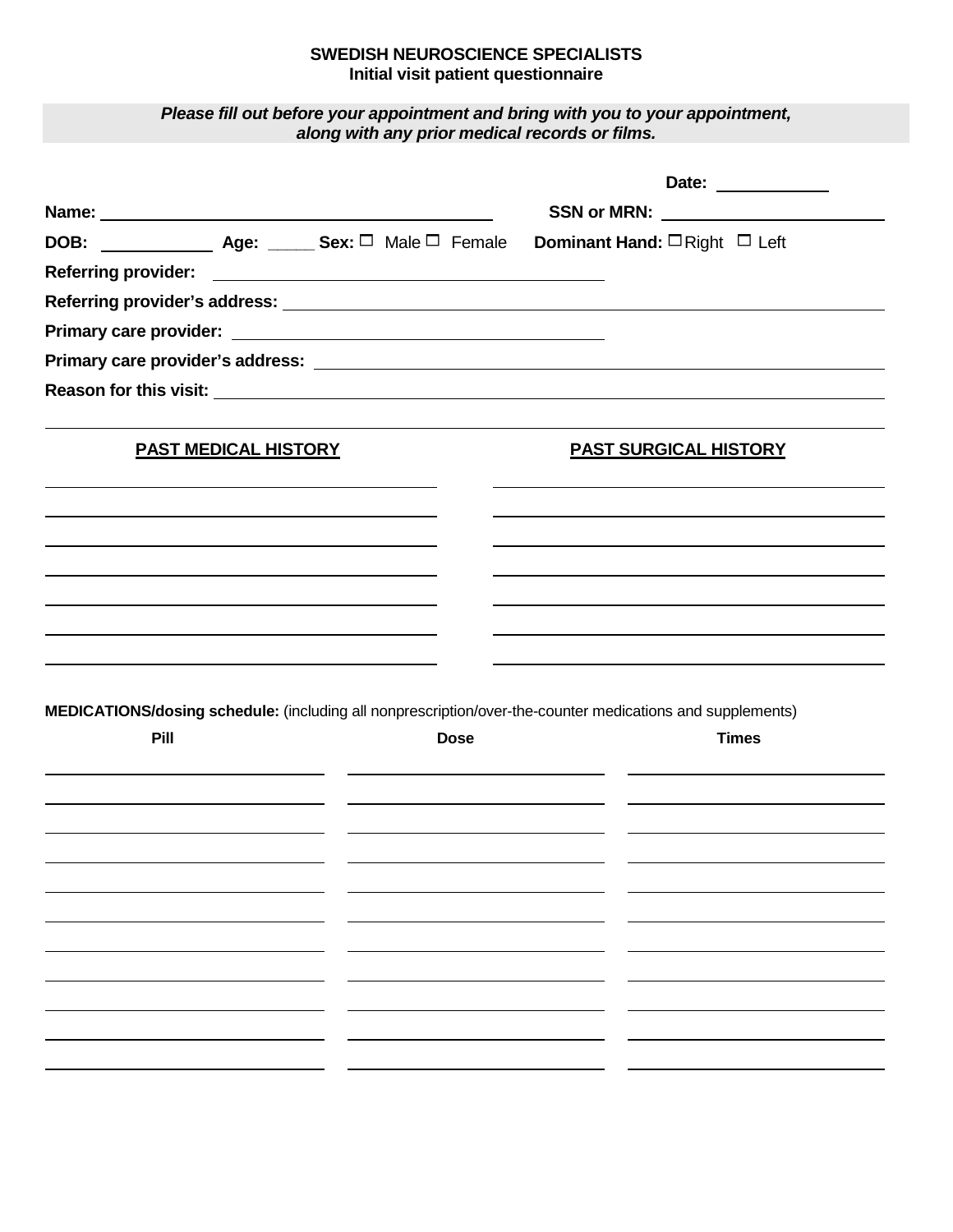# SWEDISH NEUROSCIENCE SPECIALISTS
## Initial visit patient questionnaire

***Please fill out before your appointment and bring with you to your appointment, along with any prior medical records or films.***

**Date:** ____________

**Name:** ______________________________ **SSN or MRN:** ______________________

**DOB:** ____________ **Age:** _____ **Sex:** ☐ Male ☐ Female **Dominant Hand:** ☐ Right ☐ Left

**Referring provider:** ______________________________

**Referring provider's address:** ______________________________

**Primary care provider:** ______________________________

**Primary care provider's address:** ______________________________

**Reason for this visit:** ______________________________

| PAST MEDICAL HISTORY | PAST SURGICAL HISTORY |
| --- | --- |
| | |
| | |
| | |
| | |
| | |
| | |
| | |

**MEDICATIONS/dosing schedule:** (including all nonprescription/over-the-counter medications and supplements)

| Pill | Dose | Times |
| --- | --- | --- |
| | | |
| | | |
| | | |
| | | |
| | | |
| | | |
| | | |
| | | |
| | | |
| | | |
| | | |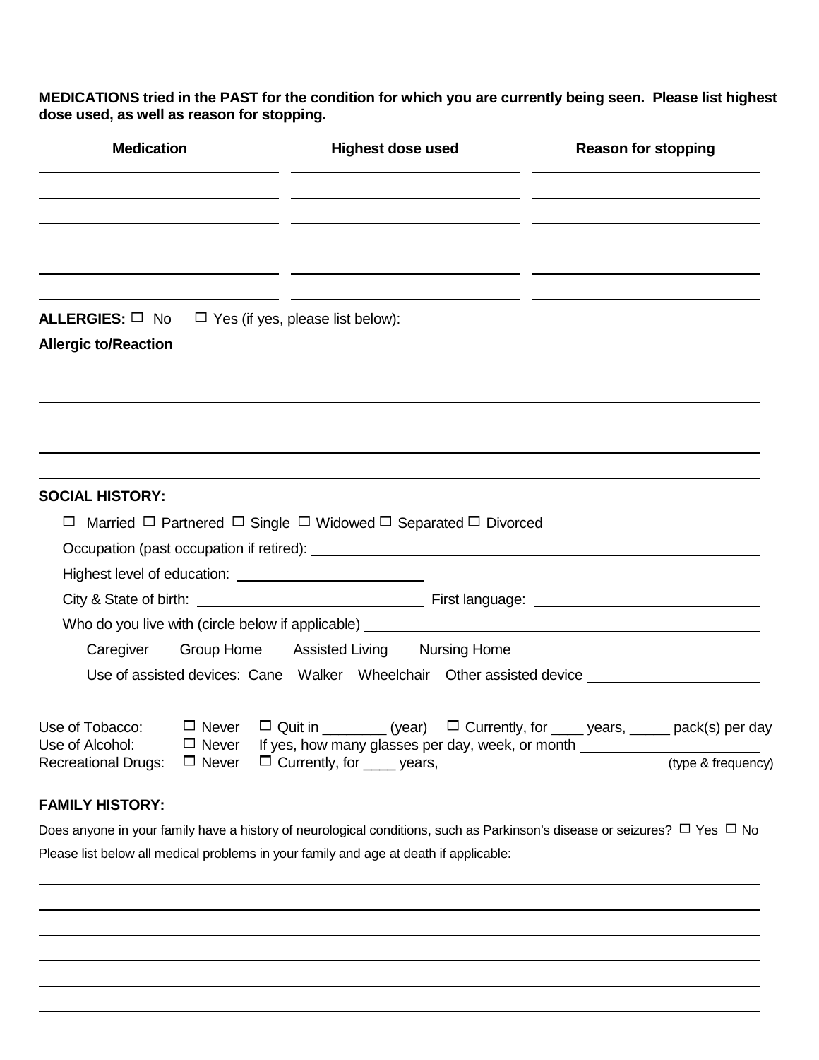**MEDICATIONS tried in the PAST for the condition for which you are currently being seen. Please list highest dose used, as well as reason for stopping.**

| Medication | Highest dose used | Reason for stopping |
|---|---|---|
| | | |
| | | |
| | | |
| | | |
| | | |
| | | |

**ALLERGIES:** ☐ No ☐ Yes (if yes, please list below):

**Allergic to/Reaction**

______________________________________________

______________________________________________

______________________________________________

______________________________________________

______________________________________________

**SOCIAL HISTORY:**

☐ Married ☐ Partnered ☐ Single ☐ Widowed ☐ Separated ☐ Divorced

Occupation (past occupation if retired): ______________________

Highest level of education: ______________________

City & State of birth: ______________________ First language: ______________________

Who do you live with (circle below if applicable) ______________________

Caregiver  Group Home  Assisted Living  Nursing Home

Use of assisted devices: Cane  Walker  Wheelchair  Other assisted device ______________________

Use of Tobacco: ☐ Never ☐ Quit in ________ (year) ☐ Currently, for ____ years, _____ pack(s) per day

Use of Alcohol: ☐ Never If yes, how many glasses per day, week, or month ______________________

Recreational Drugs: ☐ Never ☐ Currently, for ____ years, ______________________ (type & frequency)

**FAMILY HISTORY:**

Does anyone in your family have a history of neurological conditions, such as Parkinson's disease or seizures? ☐ Yes ☐ No

Please list below all medical problems in your family and age at death if applicable:

______________________________________________

______________________________________________

______________________________________________

______________________________________________

______________________________________________

______________________________________________

______________________________________________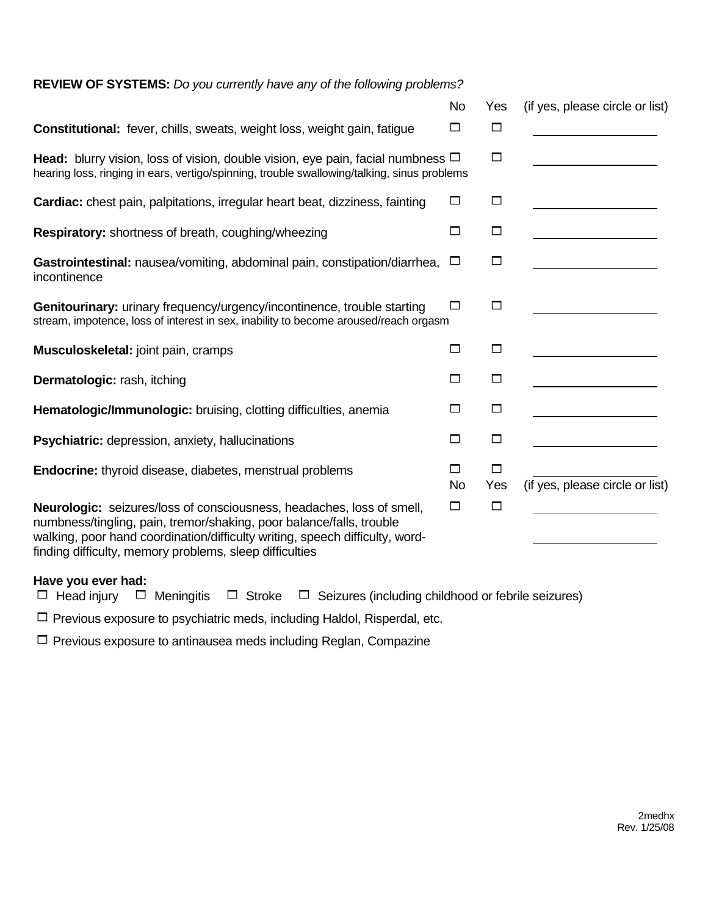**REVIEW OF SYSTEMS:** *Do you currently have any of the following problems?*

| | No | Yes | (if yes, please circle or list) |
|---|---|---|---|
| **Constitutional:** fever, chills, sweats, weight loss, weight gain, fatigue | ☐ | ☐ | ________ |
| **Head:** blurry vision, loss of vision, double vision, eye pain, facial numbness hearing loss, ringing in ears, vertigo/spinning, trouble swallowing/talking, sinus problems | ☐ | ☐ | ________ |
| **Cardiac:** chest pain, palpitations, irregular heart beat, dizziness, fainting | ☐ | ☐ | ________ |
| **Respiratory:** shortness of breath, coughing/wheezing | ☐ | ☐ | ________ |
| **Gastrointestinal:** nausea/vomiting, abdominal pain, constipation/diarrhea, incontinence | ☐ | ☐ | ________ |
| **Genitourinary:** urinary frequency/urgency/incontinence, trouble starting stream, impotence, loss of interest in sex, inability to become aroused/reach orgasm | ☐ | ☐ | ________ |
| **Musculoskeletal:** joint pain, cramps | ☐ | ☐ | ________ |
| **Dermatologic:** rash, itching | ☐ | ☐ | ________ |
| **Hematologic/Immunologic:** bruising, clotting difficulties, anemia | ☐ | ☐ | ________ |
| **Psychiatric:** depression, anxiety, hallucinations | ☐ | ☐ | ________ |
| **Endocrine:** thyroid disease, diabetes, menstrual problems | ☐ | ☐ | ________ |
| | No | Yes | (if yes, please circle or list) |
| **Neurologic:** seizures/loss of consciousness, headaches, loss of smell, numbness/tingling, pain, tremor/shaking, poor balance/falls, trouble walking, poor hand coordination/difficulty writing, speech difficulty, word-finding difficulty, memory problems, sleep difficulties | ☐ | ☐ | ________ ________ |

**Have you ever had:**

☐ Head injury ☐ Meningitis ☐ Stroke ☐ Seizures (including childhood or febrile seizures)

☐ Previous exposure to psychiatric meds, including Haldol, Risperdal, etc.

☐ Previous exposure to antinausea meds including Reglan, Compazine

2medhx
Rev. 1/25/08